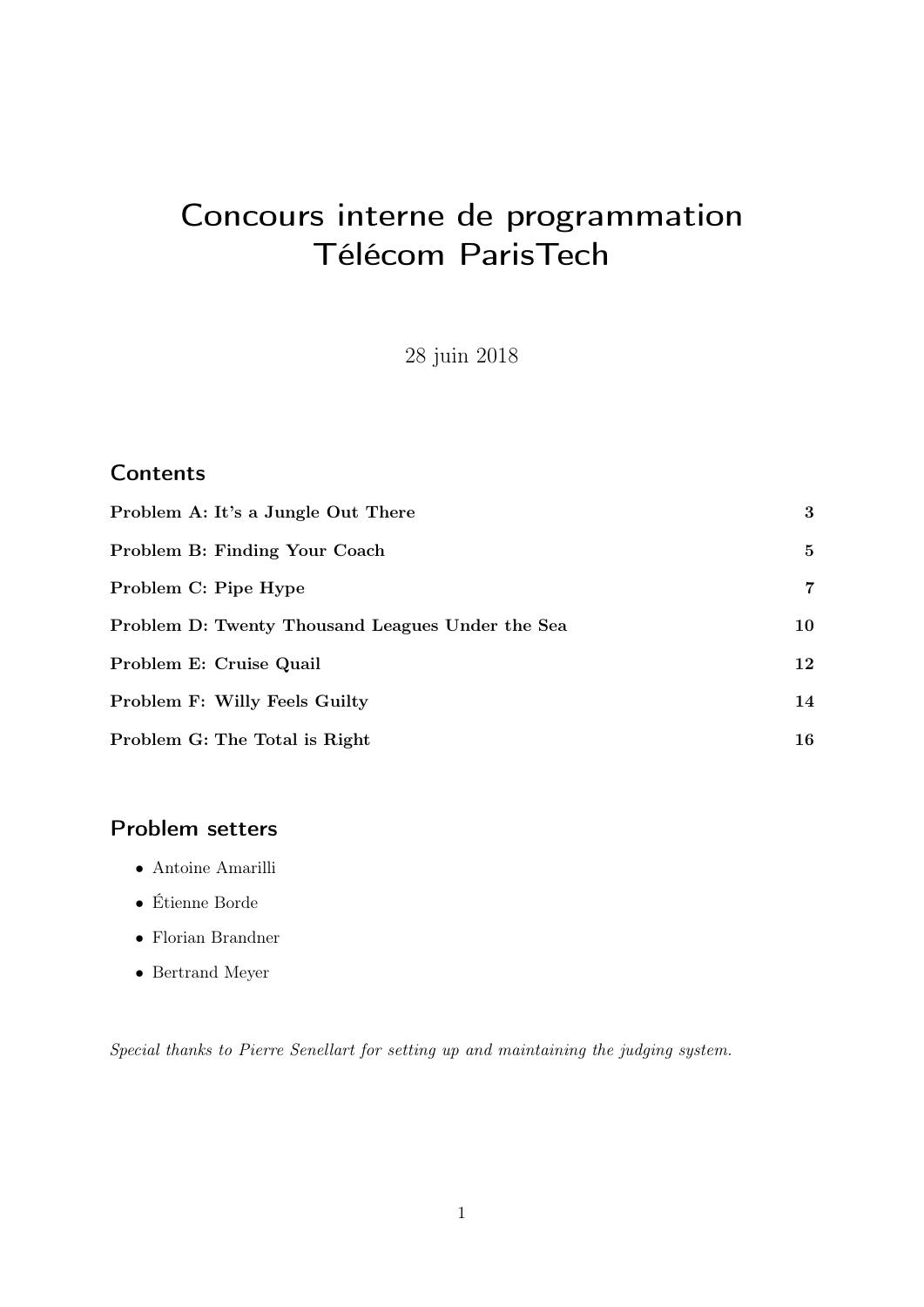# Concours interne de programmation Télécom ParisTech

28 juin 2018

## Contents

| | |
|---|---|
| **Problem A: It's a Jungle Out There** | **3** |
| **Problem B: Finding Your Coach** | **5** |
| **Problem C: Pipe Hype** | **7** |
| **Problem D: Twenty Thousand Leagues Under the Sea** | **10** |
| **Problem E: Cruise Quail** | **12** |
| **Problem F: Willy Feels Guilty** | **14** |
| **Problem G: The Total is Right** | **16** |

## Problem setters

- Antoine Amarilli
- Étienne Borde
- Florian Brandner
- Bertrand Meyer

*Special thanks to Pierre Senellart for setting up and maintaining the judging system.*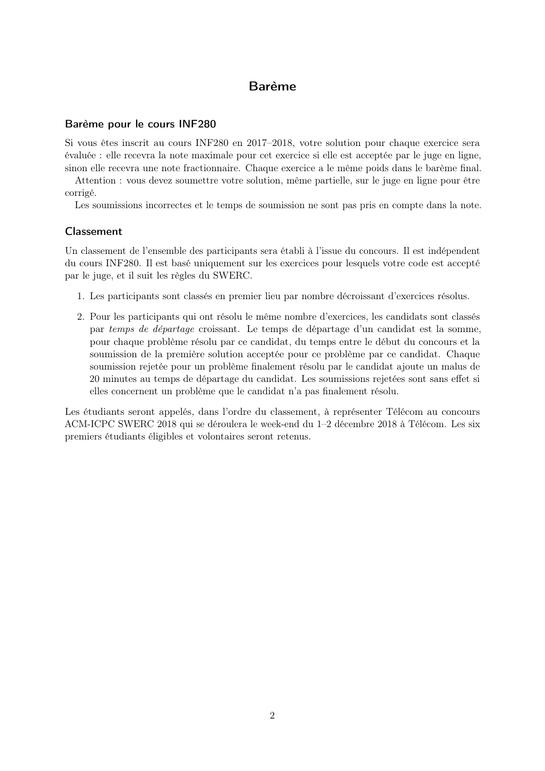# Barème

## Barème pour le cours INF280

Si vous êtes inscrit au cours INF280 en 2017–2018, votre solution pour chaque exercice sera évaluée : elle recevra la note maximale pour cet exercice si elle est acceptée par le juge en ligne, sinon elle recevra une note fractionnaire. Chaque exercice a le même poids dans le barème final.

Attention : vous devez soumettre votre solution, même partielle, sur le juge en ligne pour être corrigé.

Les soumissions incorrectes et le temps de soumission ne sont pas pris en compte dans la note.

## Classement

Un classement de l'ensemble des participants sera établi à l'issue du concours. Il est indépendent du cours INF280. Il est basé uniquement sur les exercices pour lesquels votre code est accepté par le juge, et il suit les règles du SWERC.

1. Les participants sont classés en premier lieu par nombre décroissant d'exercices résolus.
2. Pour les participants qui ont résolu le même nombre d'exercices, les candidats sont classés par *temps de départage* croissant. Le temps de départage d'un candidat est la somme, pour chaque problème résolu par ce candidat, du temps entre le début du concours et la soumission de la première solution acceptée pour ce problème par ce candidat. Chaque soumission rejetée pour un problème finalement résolu par le candidat ajoute un malus de 20 minutes au temps de départage du candidat. Les soumissions rejetées sont sans effet si elles concernent un problème que le candidat n'a pas finalement résolu.

Les étudiants seront appelés, dans l'ordre du classement, à représenter Télécom au concours ACM-ICPC SWERC 2018 qui se déroulera le week-end du 1–2 décembre 2018 à Télécom. Les six premiers étudiants éligibles et volontaires seront retenus.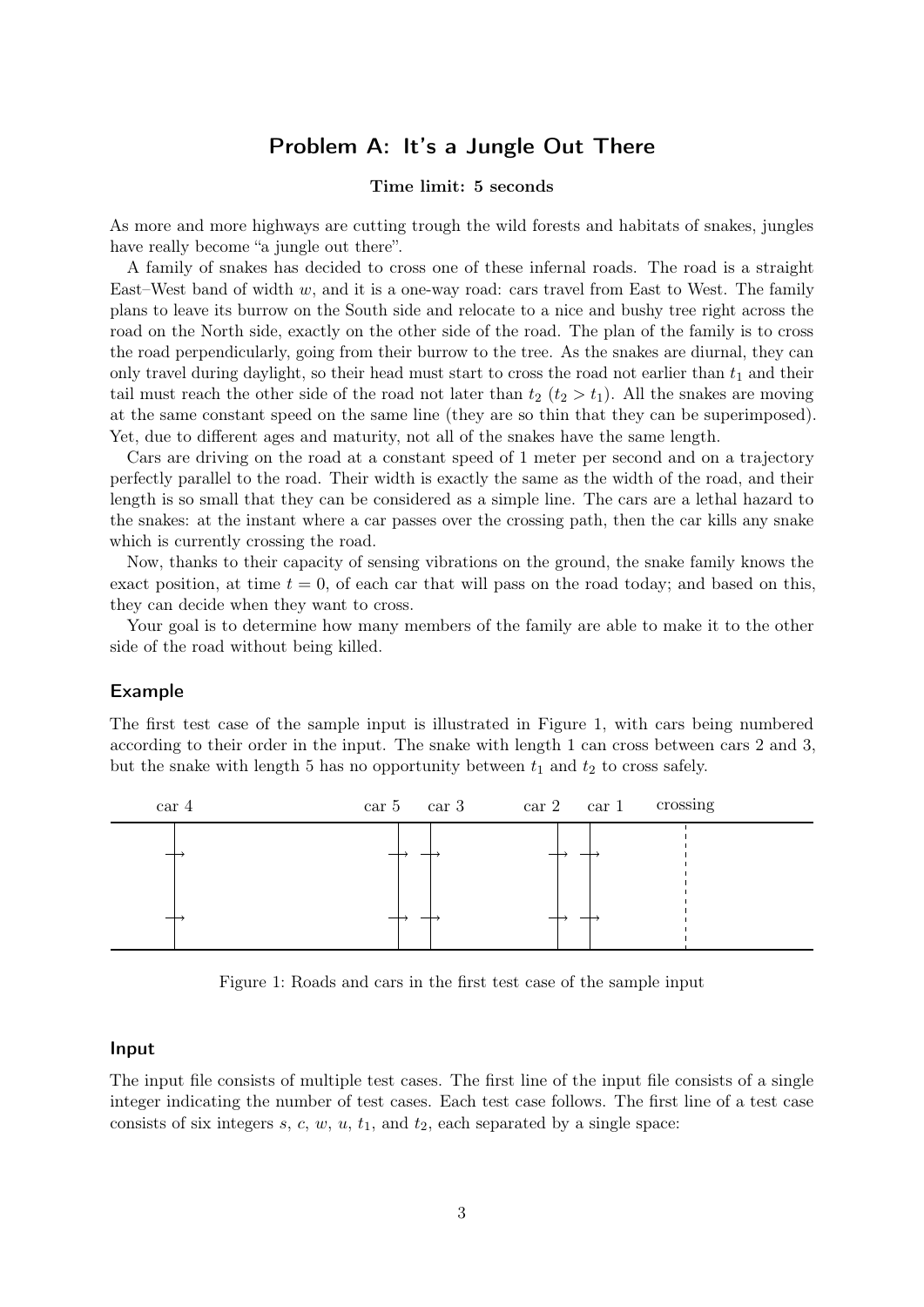# Problem A: It's a Jungle Out There

**Time limit: 5 seconds**

As more and more highways are cutting trough the wild forests and habitats of snakes, jungles have really become "a jungle out there".

A family of snakes has decided to cross one of these infernal roads. The road is a straight East–West band of width $w$, and it is a one-way road: cars travel from East to West. The family plans to leave its burrow on the South side and relocate to a nice and bushy tree right across the road on the North side, exactly on the other side of the road. The plan of the family is to cross the road perpendicularly, going from their burrow to the tree. As the snakes are diurnal, they can only travel during daylight, so their head must start to cross the road not earlier than $t_1$ and their tail must reach the other side of the road not later than $t_2$ ($t_2 > t_1$). All the snakes are moving at the same constant speed on the same line (they are so thin that they can be superimposed). Yet, due to different ages and maturity, not all of the snakes have the same length.

Cars are driving on the road at a constant speed of 1 meter per second and on a trajectory perfectly parallel to the road. Their width is exactly the same as the width of the road, and their length is so small that they can be considered as a simple line. The cars are a lethal hazard to the snakes: at the instant where a car passes over the crossing path, then the car kills any snake which is currently crossing the road.

Now, thanks to their capacity of sensing vibrations on the ground, the snake family knows the exact position, at time $t = 0$, of each car that will pass on the road today; and based on this, they can decide when they want to cross.

Your goal is to determine how many members of the family are able to make it to the other side of the road without being killed.

## Example

The first test case of the sample input is illustrated in Figure 1, with cars being numbered according to their order in the input. The snake with length 1 can cross between cars 2 and 3, but the snake with length 5 has no opportunity between $t_1$ and $t_2$ to cross safely.

car 4 car 5 car 3 car 2 car 1 crossing

Figure 1: Roads and cars in the first test case of the sample input

## Input

The input file consists of multiple test cases. The first line of the input file consists of a single integer indicating the number of test cases. Each test case follows. The first line of a test case consists of six integers $s$, $c$, $w$, $u$, $t_1$, and $t_2$, each separated by a single space: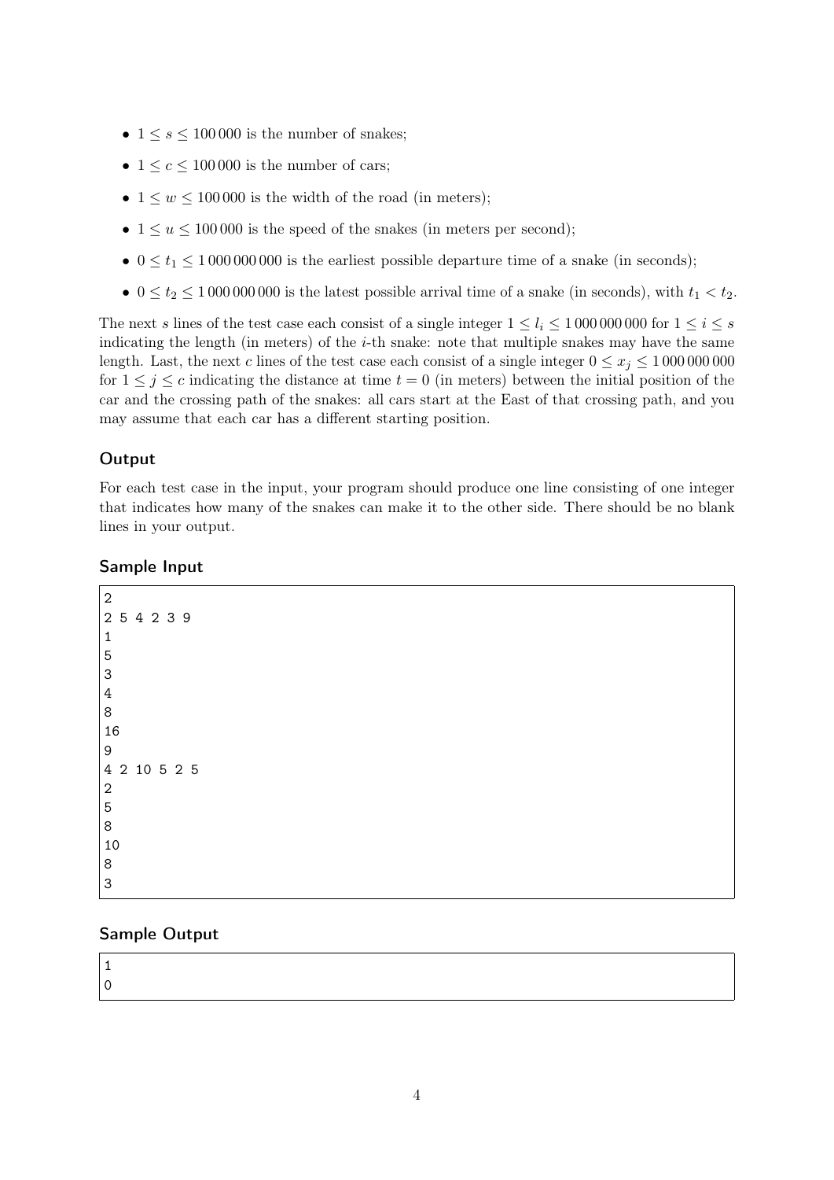- $1 \leq s \leq 100\,000$ is the number of snakes;
- $1 \leq c \leq 100\,000$ is the number of cars;
- $1 \leq w \leq 100\,000$ is the width of the road (in meters);
- $1 \leq u \leq 100\,000$ is the speed of the snakes (in meters per second);
- $0 \leq t_1 \leq 1\,000\,000\,000$ is the earliest possible departure time of a snake (in seconds);
- $0 \leq t_2 \leq 1\,000\,000\,000$ is the latest possible arrival time of a snake (in seconds), with $t_1 < t_2$.

The next $s$ lines of the test case each consist of a single integer $1 \leq l_i \leq 1\,000\,000\,000$ for $1 \leq i \leq s$ indicating the length (in meters) of the $i$-th snake: note that multiple snakes may have the same length. Last, the next $c$ lines of the test case each consist of a single integer $0 \leq x_j \leq 1\,000\,000\,000$ for $1 \leq j \leq c$ indicating the distance at time $t = 0$ (in meters) between the initial position of the car and the crossing path of the snakes: all cars start at the East of that crossing path, and you may assume that each car has a different starting position.

## Output

For each test case in the input, your program should produce one line consisting of one integer that indicates how many of the snakes can make it to the other side. There should be no blank lines in your output.

## Sample Input

```
2
2 5 4 2 3 9
1
5
3
4
8
16
9
4 2 10 5 2 5
2
5
8
10
8
3
```

## Sample Output

```
1
0
```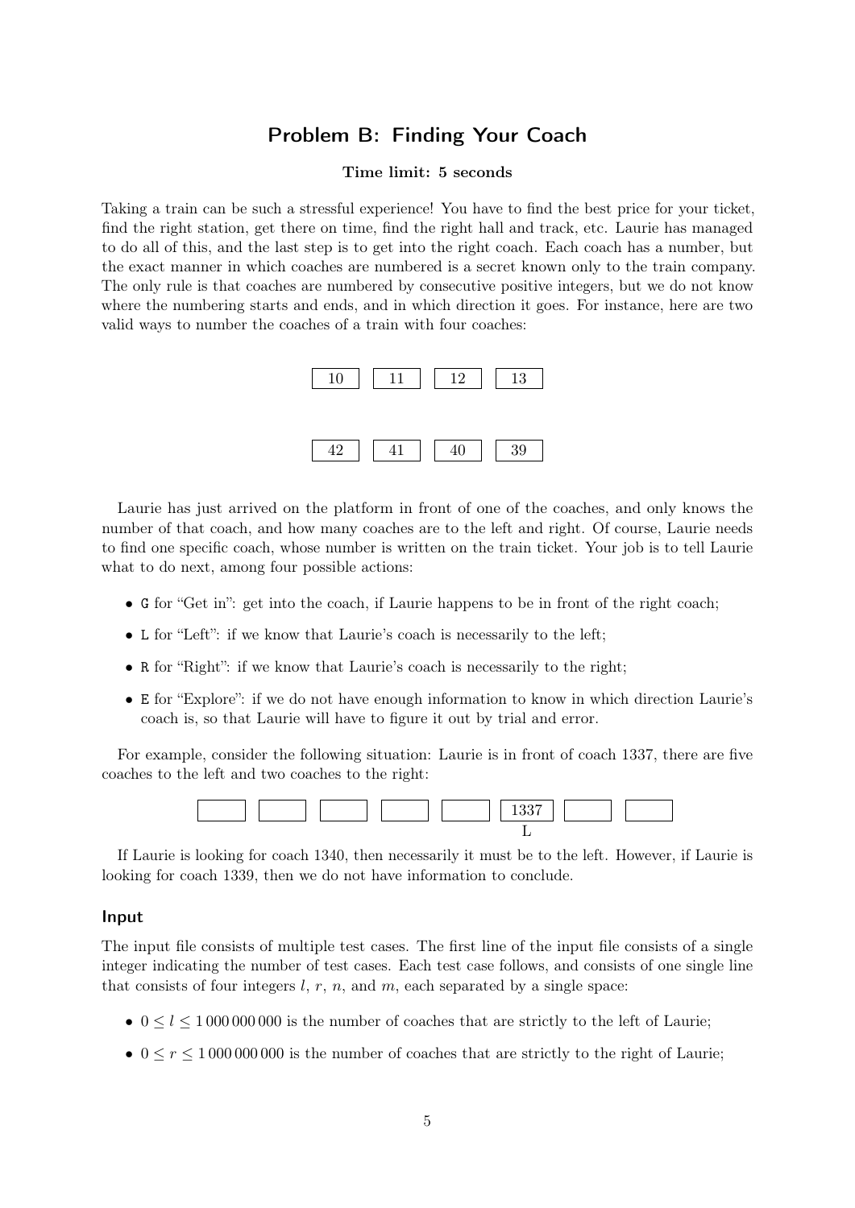## Problem B: Finding Your Coach

**Time limit: 5 seconds**

Taking a train can be such a stressful experience! You have to find the best price for your ticket, find the right station, get there on time, find the right hall and track, etc. Laurie has managed to do all of this, and the last step is to get into the right coach. Each coach has a number, but the exact manner in which coaches are numbered is a secret known only to the train company. The only rule is that coaches are numbered by consecutive positive integers, but we do not know where the numbering starts and ends, and in which direction it goes. For instance, here are two valid ways to number the coaches of a train with four coaches:

| 10 | 11 | 12 | 13 |
|---|---|---|---|

| 42 | 41 | 40 | 39 |
|---|---|---|---|

Laurie has just arrived on the platform in front of one of the coaches, and only knows the number of that coach, and how many coaches are to the left and right. Of course, Laurie needs to find one specific coach, whose number is written on the train ticket. Your job is to tell Laurie what to do next, among four possible actions:

- G for "Get in": get into the coach, if Laurie happens to be in front of the right coach;
- L for "Left": if we know that Laurie's coach is necessarily to the left;
- R for "Right": if we know that Laurie's coach is necessarily to the right;
- E for "Explore": if we do not have enough information to know in which direction Laurie's coach is, so that Laurie will have to figure it out by trial and error.

For example, consider the following situation: Laurie is in front of coach 1337, there are five coaches to the left and two coaches to the right:

| | | | | | 1337 | | |
|---|---|---|---|---|---|---|---|
| | | | | | L | | |

If Laurie is looking for coach 1340, then necessarily it must be to the left. However, if Laurie is looking for coach 1339, then we do not have information to conclude.

### Input

The input file consists of multiple test cases. The first line of the input file consists of a single integer indicating the number of test cases. Each test case follows, and consists of one single line that consists of four integers $l$, $r$, $n$, and $m$, each separated by a single space:

- $0 \leq l \leq 1\,000\,000\,000$ is the number of coaches that are strictly to the left of Laurie;
- $0 \leq r \leq 1\,000\,000\,000$ is the number of coaches that are strictly to the right of Laurie;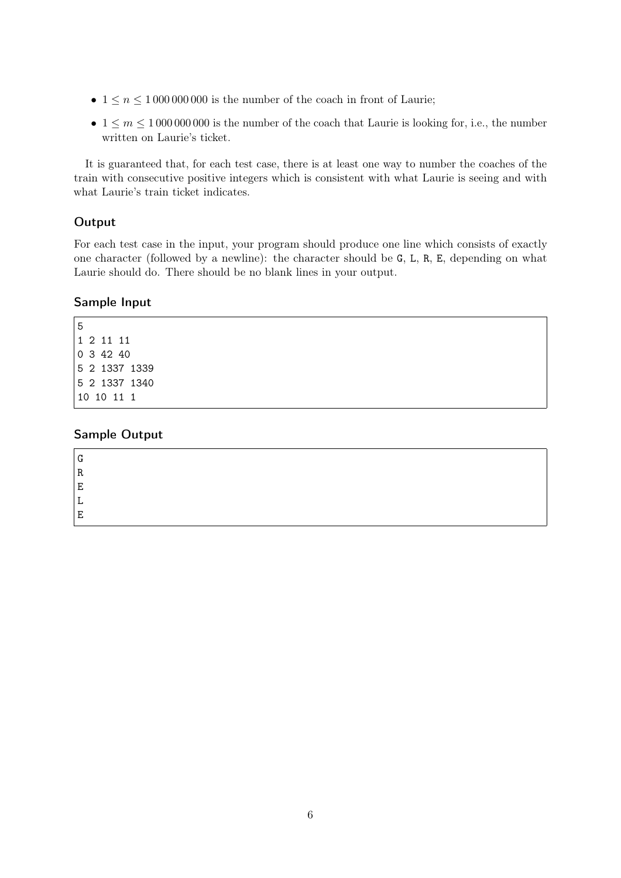- $1 \leq n \leq 1\,000\,000\,000$ is the number of the coach in front of Laurie;
- $1 \leq m \leq 1\,000\,000\,000$ is the number of the coach that Laurie is looking for, i.e., the number written on Laurie's ticket.

It is guaranteed that, for each test case, there is at least one way to number the coaches of the train with consecutive positive integers which is consistent with what Laurie is seeing and with what Laurie's train ticket indicates.

## Output

For each test case in the input, your program should produce one line which consists of exactly one character (followed by a newline): the character should be G, L, R, E, depending on what Laurie should do. There should be no blank lines in your output.

## Sample Input

```
5
1 2 11 11
0 3 42 40
5 2 1337 1339
5 2 1337 1340
10 10 11 1
```

## Sample Output

```
G
R
E
L
E
```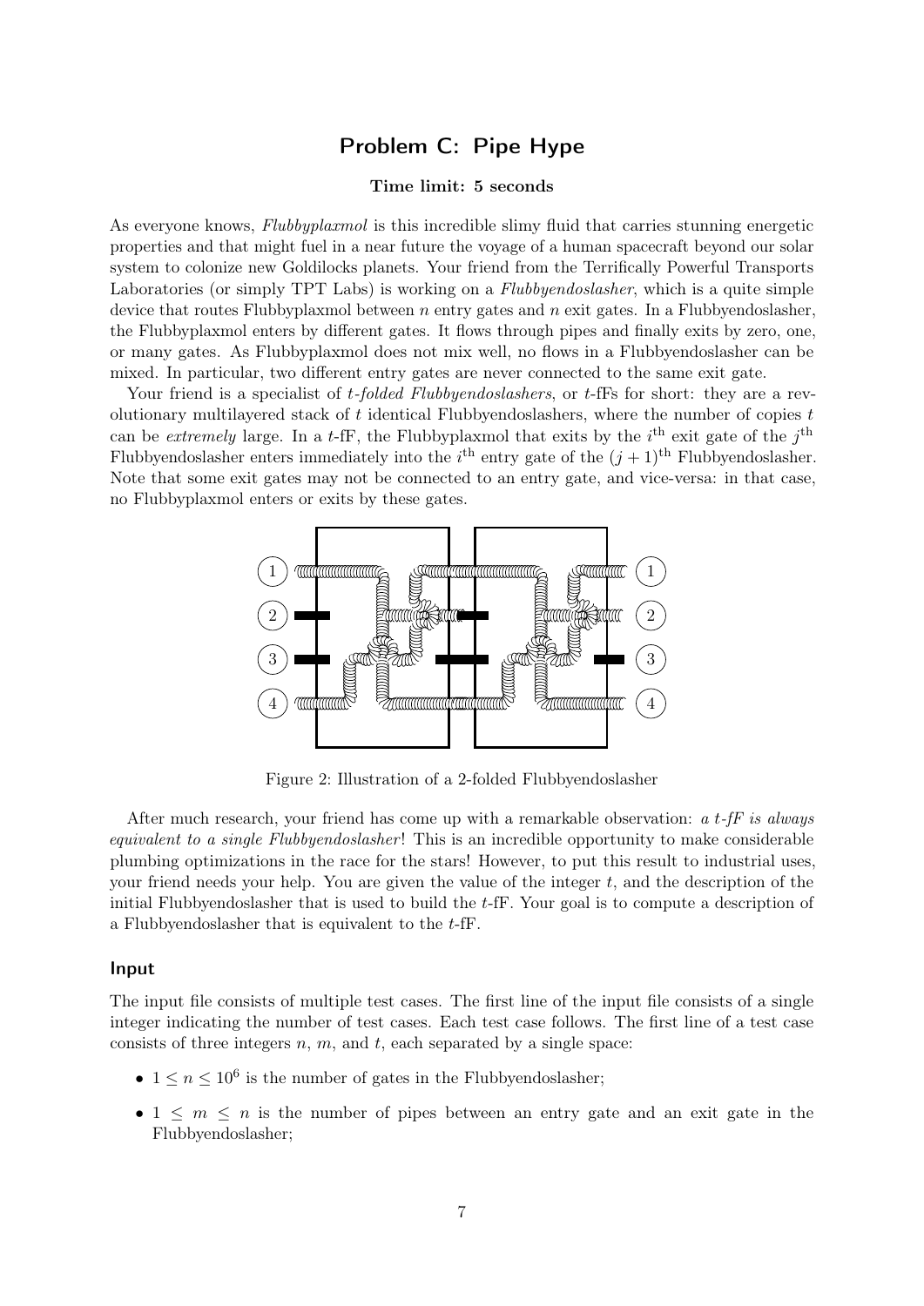## Problem C: Pipe Hype

**Time limit: 5 seconds**

As everyone knows, *Flubbyplaxmol* is this incredible slimy fluid that carries stunning energetic properties and that might fuel in a near future the voyage of a human spacecraft beyond our solar system to colonize new Goldilocks planets. Your friend from the Terrifically Powerful Transports Laboratories (or simply TPT Labs) is working on a *Flubbyendoslasher*, which is a quite simple device that routes Flubbyplaxmol between $n$ entry gates and $n$ exit gates. In a Flubbyendoslasher, the Flubbyplaxmol enters by different gates. It flows through pipes and finally exits by zero, one, or many gates. As Flubbyplaxmol does not mix well, no flows in a Flubbyendoslasher can be mixed. In particular, two different entry gates are never connected to the same exit gate.

Your friend is a specialist of *t-folded Flubbyendoslashers*, or $t$-fFs for short: they are a revolutionary multilayered stack of $t$ identical Flubbyendoslashers, where the number of copies $t$ can be *extremely* large. In a $t$-fF, the Flubbyplaxmol that exits by the $i^{\text{th}}$ exit gate of the $j^{\text{th}}$ Flubbyendoslasher enters immediately into the $i^{\text{th}}$ entry gate of the $(j+1)^{\text{th}}$ Flubbyendoslasher. Note that some exit gates may not be connected to an entry gate, and vice-versa: in that case, no Flubbyplaxmol enters or exits by these gates.

Figure 2: Illustration of a 2-folded Flubbyendoslasher

After much research, your friend has come up with a remarkable observation: *a $t$-fF is always equivalent to a single Flubbyendoslasher*! This is an incredible opportunity to make considerable plumbing optimizations in the race for the stars! However, to put this result to industrial uses, your friend needs your help. You are given the value of the integer $t$, and the description of the initial Flubbyendoslasher that is used to build the $t$-fF. Your goal is to compute a description of a Flubbyendoslasher that is equivalent to the $t$-fF.

### Input

The input file consists of multiple test cases. The first line of the input file consists of a single integer indicating the number of test cases. Each test case follows. The first line of a test case consists of three integers $n$, $m$, and $t$, each separated by a single space:

- $1 \leq n \leq 10^6$ is the number of gates in the Flubbyendoslasher;
- $1 \leq m \leq n$ is the number of pipes between an entry gate and an exit gate in the Flubbyendoslasher;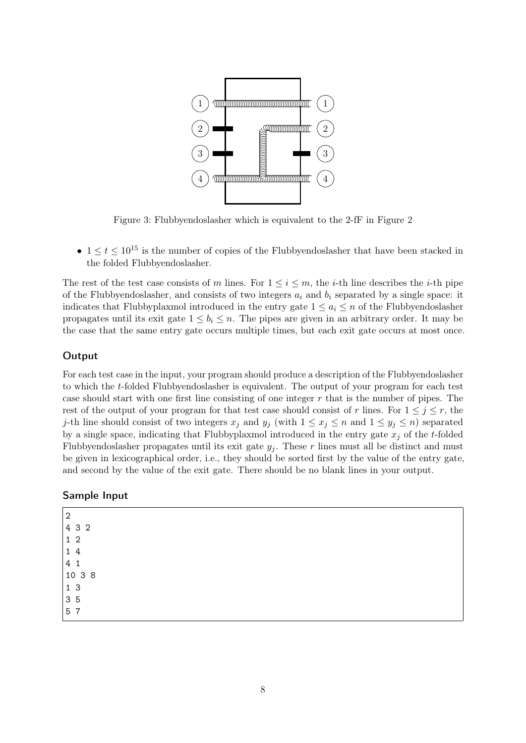Figure 3: Flubbyendoslasher which is equivalent to the 2-fF in Figure 2

- $1 \leq t \leq 10^{15}$ is the number of copies of the Flubbyendoslasher that have been stacked in the folded Flubbyendoslasher.

The rest of the test case consists of $m$ lines. For $1 \leq i \leq m$, the $i$-th line describes the $i$-th pipe of the Flubbyendoslasher, and consists of two integers $a_i$ and $b_i$ separated by a single space: it indicates that Flubbyplaxmol introduced in the entry gate $1 \leq a_i \leq n$ of the Flubbyendoslasher propagates until its exit gate $1 \leq b_i \leq n$. The pipes are given in an arbitrary order. It may be the case that the same entry gate occurs multiple times, but each exit gate occurs at most once.

## Output

For each test case in the input, your program should produce a description of the Flubbyendoslasher to which the $t$-folded Flubbyendoslasher is equivalent. The output of your program for each test case should start with one first line consisting of one integer $r$ that is the number of pipes. The rest of the output of your program for that test case should consist of $r$ lines. For $1 \leq j \leq r$, the $j$-th line should consist of two integers $x_j$ and $y_j$ (with $1 \leq x_j \leq n$ and $1 \leq y_j \leq n$) separated by a single space, indicating that Flubbyplaxmol introduced in the entry gate $x_j$ of the $t$-folded Flubbyendoslasher propagates until its exit gate $y_j$. These $r$ lines must all be distinct and must be given in lexicographical order, i.e., they should be sorted first by the value of the entry gate, and second by the value of the exit gate. There should be no blank lines in your output.

## Sample Input

```
2
4 3 2
1 2
1 4
4 1
10 3 8
1 3
3 5
5 7
```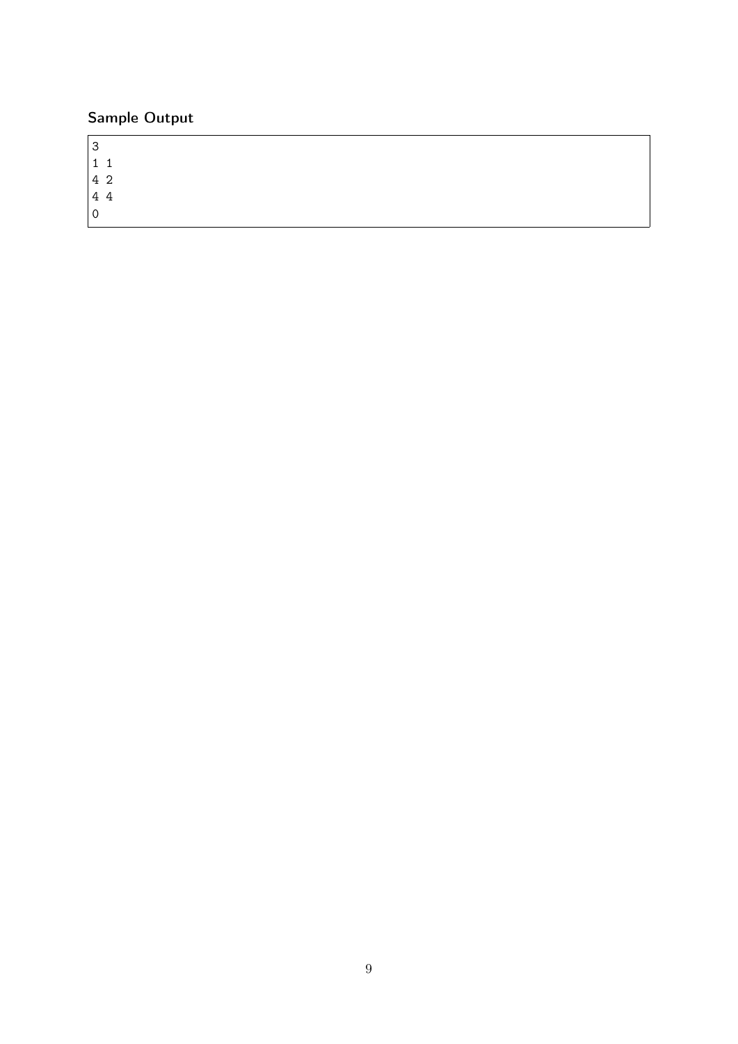### Sample Output

```
3
1 1
4 2
4 4
0
```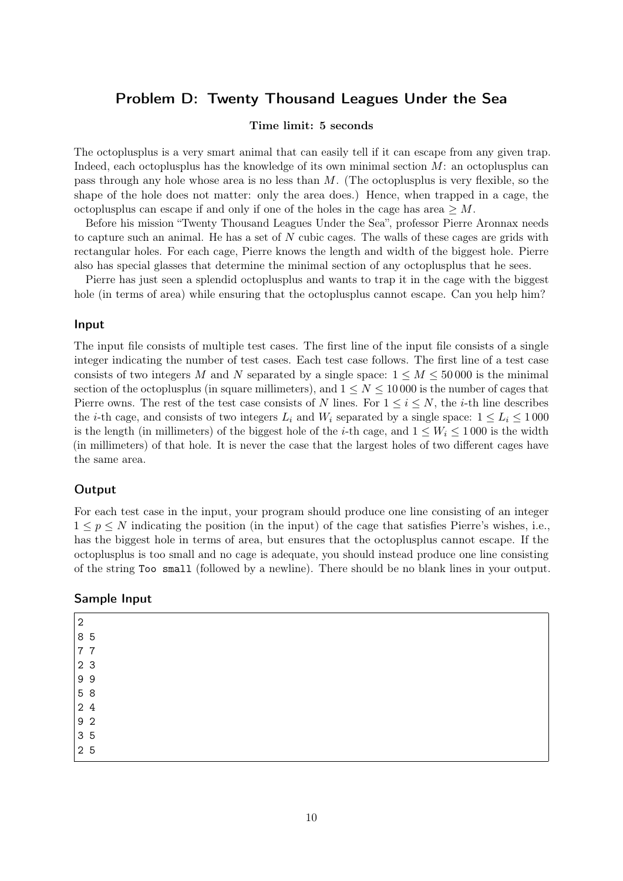## Problem D: Twenty Thousand Leagues Under the Sea

**Time limit: 5 seconds**

The octoplusplus is a very smart animal that can easily tell if it can escape from any given trap. Indeed, each octoplusplus has the knowledge of its own minimal section $M$: an octoplusplus can pass through any hole whose area is no less than $M$. (The octoplusplus is very flexible, so the shape of the hole does not matter: only the area does.) Hence, when trapped in a cage, the octoplusplus can escape if and only if one of the holes in the cage has area $\geq M$.

Before his mission "Twenty Thousand Leagues Under the Sea", professor Pierre Aronnax needs to capture such an animal. He has a set of $N$ cubic cages. The walls of these cages are grids with rectangular holes. For each cage, Pierre knows the length and width of the biggest hole. Pierre also has special glasses that determine the minimal section of any octoplusplus that he sees.

Pierre has just seen a splendid octoplusplus and wants to trap it in the cage with the biggest hole (in terms of area) while ensuring that the octoplusplus cannot escape. Can you help him?

### Input

The input file consists of multiple test cases. The first line of the input file consists of a single integer indicating the number of test cases. Each test case follows. The first line of a test case consists of two integers $M$ and $N$ separated by a single space: $1 \leq M \leq 50\,000$ is the minimal section of the octoplusplus (in square millimeters), and $1 \leq N \leq 10\,000$ is the number of cages that Pierre owns. The rest of the test case consists of $N$ lines. For $1 \leq i \leq N$, the $i$-th line describes the $i$-th cage, and consists of two integers $L_i$ and $W_i$ separated by a single space: $1 \leq L_i \leq 1\,000$ is the length (in millimeters) of the biggest hole of the $i$-th cage, and $1 \leq W_i \leq 1\,000$ is the width (in millimeters) of that hole. It is never the case that the largest holes of two different cages have the same area.

### Output

For each test case in the input, your program should produce one line consisting of an integer $1 \leq p \leq N$ indicating the position (in the input) of the cage that satisfies Pierre's wishes, i.e., has the biggest hole in terms of area, but ensures that the octoplusplus cannot escape. If the octoplusplus is too small and no cage is adequate, you should instead produce one line consisting of the string `Too small` (followed by a newline). There should be no blank lines in your output.

### Sample Input

```
2
8 5
7 7
2 3
9 9
5 8
2 4
9 2
3 5
2 5
```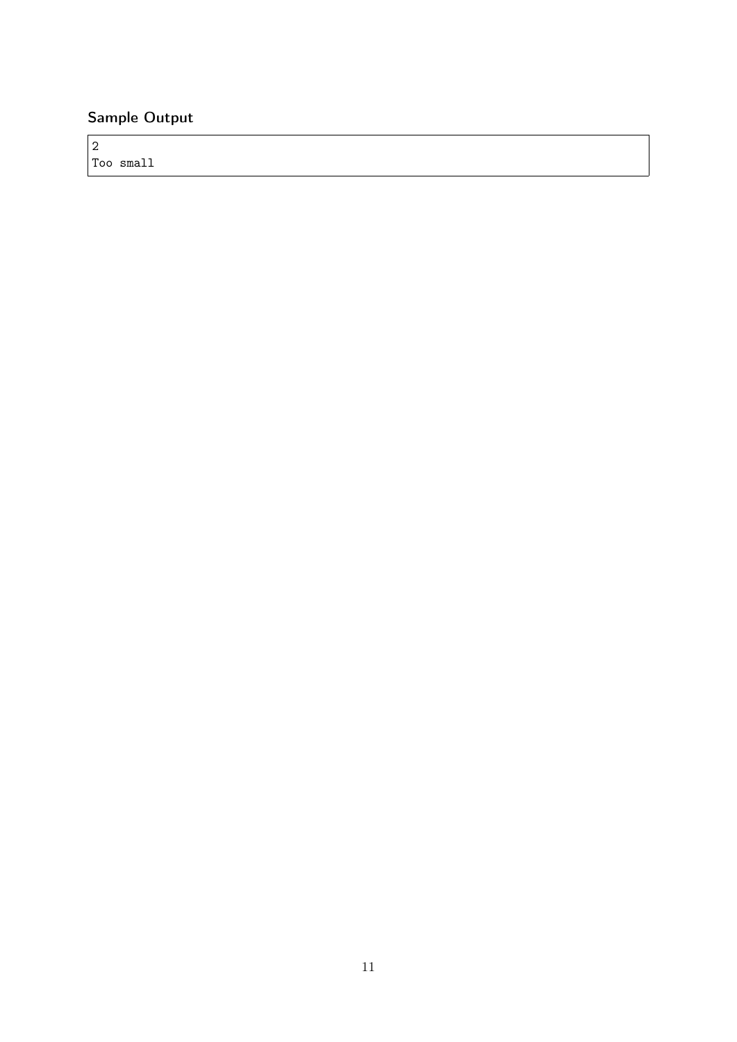### Sample Output

```
2
Too small
```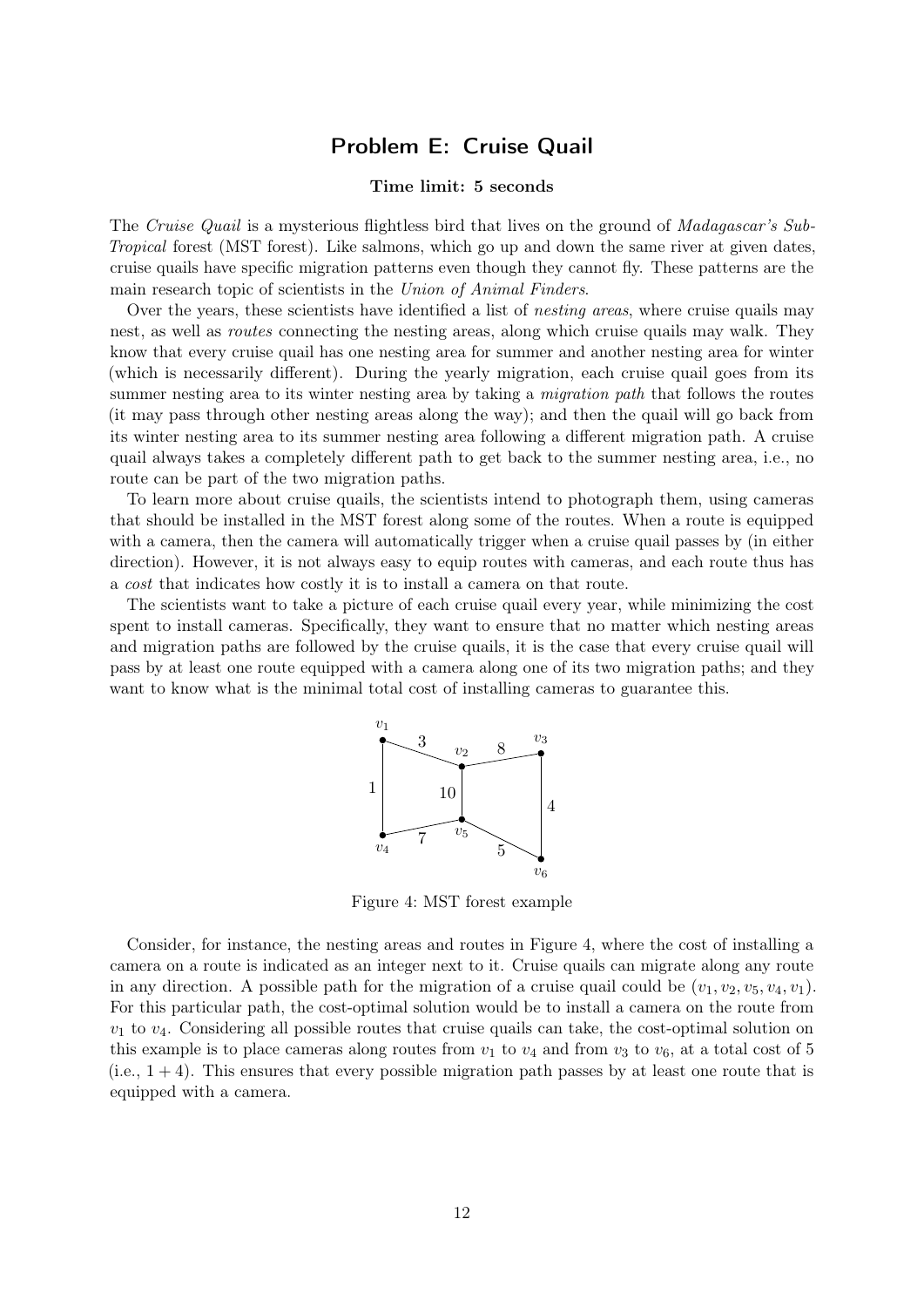# Problem E: Cruise Quail

**Time limit: 5 seconds**

The *Cruise Quail* is a mysterious flightless bird that lives on the ground of *Madagascar's Sub-Tropical* forest (MST forest). Like salmons, which go up and down the same river at given dates, cruise quails have specific migration patterns even though they cannot fly. These patterns are the main research topic of scientists in the *Union of Animal Finders*.

Over the years, these scientists have identified a list of *nesting areas*, where cruise quails may nest, as well as *routes* connecting the nesting areas, along which cruise quails may walk. They know that every cruise quail has one nesting area for summer and another nesting area for winter (which is necessarily different). During the yearly migration, each cruise quail goes from its summer nesting area to its winter nesting area by taking a *migration path* that follows the routes (it may pass through other nesting areas along the way); and then the quail will go back from its winter nesting area to its summer nesting area following a different migration path. A cruise quail always takes a completely different path to get back to the summer nesting area, i.e., no route can be part of the two migration paths.

To learn more about cruise quails, the scientists intend to photograph them, using cameras that should be installed in the MST forest along some of the routes. When a route is equipped with a camera, then the camera will automatically trigger when a cruise quail passes by (in either direction). However, it is not always easy to equip routes with cameras, and each route thus has a *cost* that indicates how costly it is to install a camera on that route.

The scientists want to take a picture of each cruise quail every year, while minimizing the cost spent to install cameras. Specifically, they want to ensure that no matter which nesting areas and migration paths are followed by the cruise quails, it is the case that every cruise quail will pass by at least one route equipped with a camera along one of its two migration paths; and they want to know what is the minimal total cost of installing cameras to guarantee this.

Figure 4: MST forest example

Consider, for instance, the nesting areas and routes in Figure 4, where the cost of installing a camera on a route is indicated as an integer next to it. Cruise quails can migrate along any route in any direction. A possible path for the migration of a cruise quail could be $(v_1, v_2, v_5, v_4, v_1)$. For this particular path, the cost-optimal solution would be to install a camera on the route from $v_1$ to $v_4$. Considering all possible routes that cruise quails can take, the cost-optimal solution on this example is to place cameras along routes from $v_1$ to $v_4$ and from $v_3$ to $v_6$, at a total cost of 5 (i.e., $1 + 4$). This ensures that every possible migration path passes by at least one route that is equipped with a camera.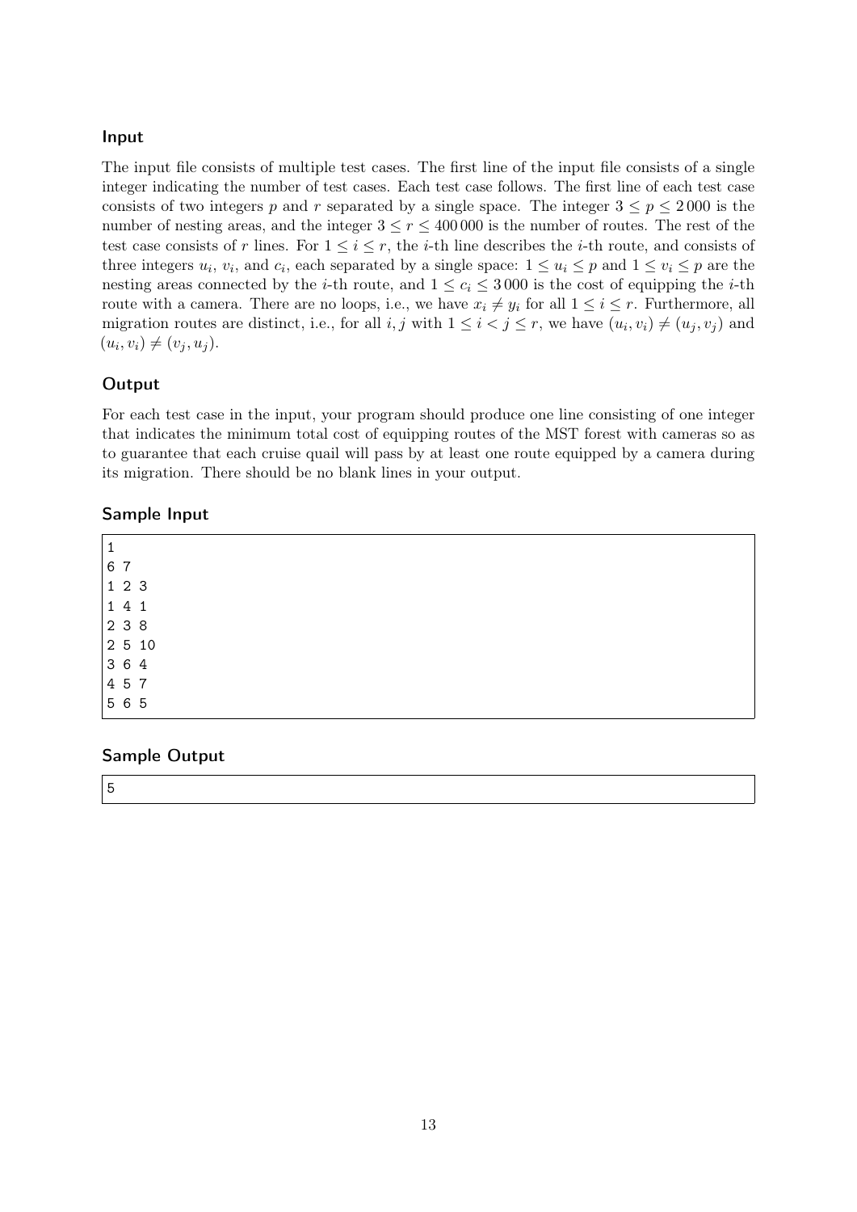### Input

The input file consists of multiple test cases. The first line of the input file consists of a single integer indicating the number of test cases. Each test case follows. The first line of each test case consists of two integers $p$ and $r$ separated by a single space. The integer $3 \leq p \leq 2\,000$ is the number of nesting areas, and the integer $3 \leq r \leq 400\,000$ is the number of routes. The rest of the test case consists of $r$ lines. For $1 \leq i \leq r$, the $i$-th line describes the $i$-th route, and consists of three integers $u_i$, $v_i$, and $c_i$, each separated by a single space: $1 \leq u_i \leq p$ and $1 \leq v_i \leq p$ are the nesting areas connected by the $i$-th route, and $1 \leq c_i \leq 3\,000$ is the cost of equipping the $i$-th route with a camera. There are no loops, i.e., we have $x_i \neq y_i$ for all $1 \leq i \leq r$. Furthermore, all migration routes are distinct, i.e., for all $i, j$ with $1 \leq i < j \leq r$, we have $(u_i, v_i) \neq (u_j, v_j)$ and $(u_i, v_i) \neq (v_j, u_j)$.

### Output

For each test case in the input, your program should produce one line consisting of one integer that indicates the minimum total cost of equipping routes of the MST forest with cameras so as to guarantee that each cruise quail will pass by at least one route equipped by a camera during its migration. There should be no blank lines in your output.

### Sample Input

```
1
6 7
1 2 3
1 4 1
2 3 8
2 5 10
3 6 4
4 5 7
5 6 5
```

### Sample Output

```
5
```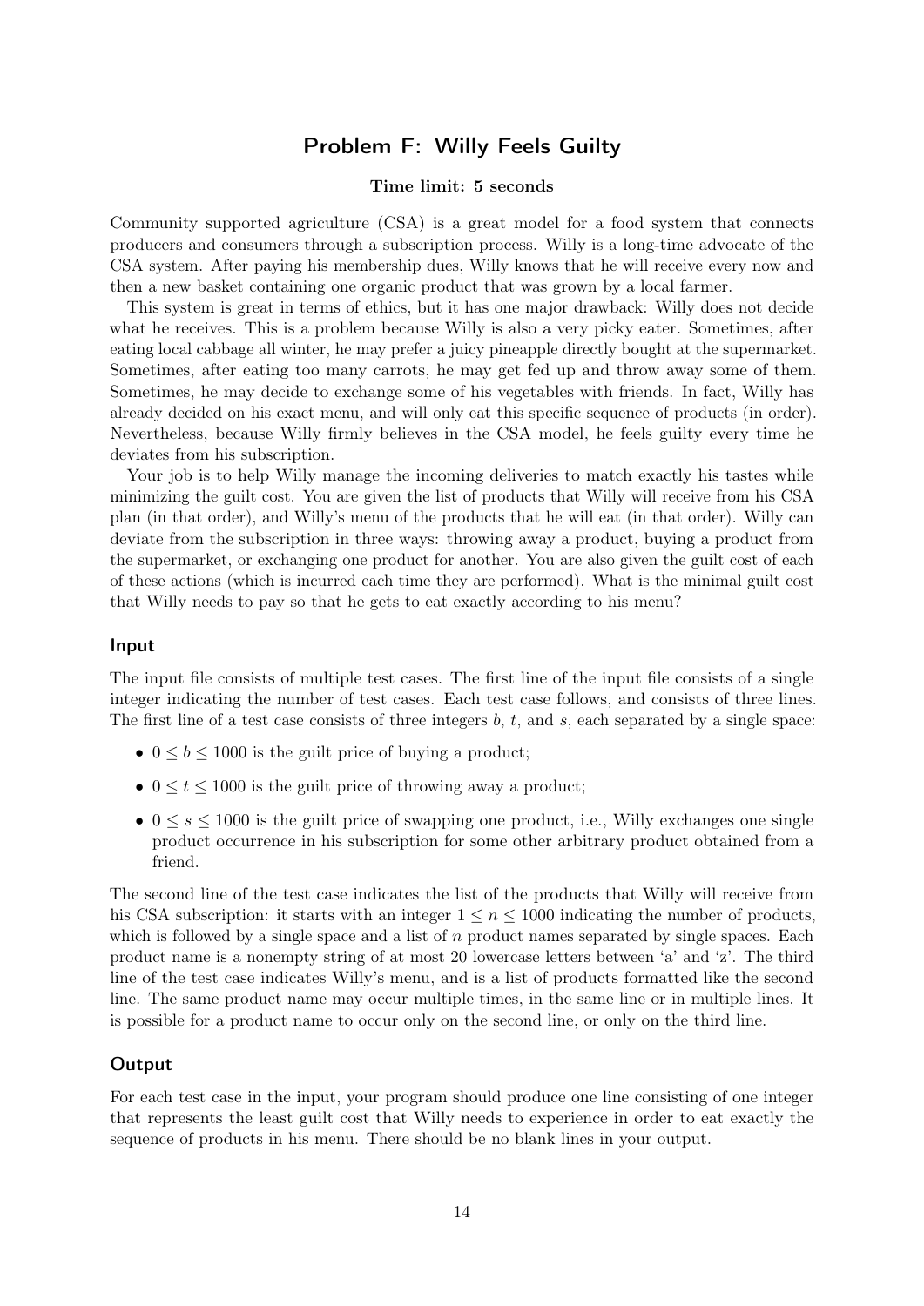# Problem F: Willy Feels Guilty

**Time limit: 5 seconds**

Community supported agriculture (CSA) is a great model for a food system that connects producers and consumers through a subscription process. Willy is a long-time advocate of the CSA system. After paying his membership dues, Willy knows that he will receive every now and then a new basket containing one organic product that was grown by a local farmer.

This system is great in terms of ethics, but it has one major drawback: Willy does not decide what he receives. This is a problem because Willy is also a very picky eater. Sometimes, after eating local cabbage all winter, he may prefer a juicy pineapple directly bought at the supermarket. Sometimes, after eating too many carrots, he may get fed up and throw away some of them. Sometimes, he may decide to exchange some of his vegetables with friends. In fact, Willy has already decided on his exact menu, and will only eat this specific sequence of products (in order). Nevertheless, because Willy firmly believes in the CSA model, he feels guilty every time he deviates from his subscription.

Your job is to help Willy manage the incoming deliveries to match exactly his tastes while minimizing the guilt cost. You are given the list of products that Willy will receive from his CSA plan (in that order), and Willy's menu of the products that he will eat (in that order). Willy can deviate from the subscription in three ways: throwing away a product, buying a product from the supermarket, or exchanging one product for another. You are also given the guilt cost of each of these actions (which is incurred each time they are performed). What is the minimal guilt cost that Willy needs to pay so that he gets to eat exactly according to his menu?

## Input

The input file consists of multiple test cases. The first line of the input file consists of a single integer indicating the number of test cases. Each test case follows, and consists of three lines. The first line of a test case consists of three integers $b$, $t$, and $s$, each separated by a single space:

- $0 \leq b \leq 1000$ is the guilt price of buying a product;
- $0 \leq t \leq 1000$ is the guilt price of throwing away a product;
- $0 \leq s \leq 1000$ is the guilt price of swapping one product, i.e., Willy exchanges one single product occurrence in his subscription for some other arbitrary product obtained from a friend.

The second line of the test case indicates the list of the products that Willy will receive from his CSA subscription: it starts with an integer $1 \leq n \leq 1000$ indicating the number of products, which is followed by a single space and a list of $n$ product names separated by single spaces. Each product name is a nonempty string of at most 20 lowercase letters between 'a' and 'z'. The third line of the test case indicates Willy's menu, and is a list of products formatted like the second line. The same product name may occur multiple times, in the same line or in multiple lines. It is possible for a product name to occur only on the second line, or only on the third line.

## Output

For each test case in the input, your program should produce one line consisting of one integer that represents the least guilt cost that Willy needs to experience in order to eat exactly the sequence of products in his menu. There should be no blank lines in your output.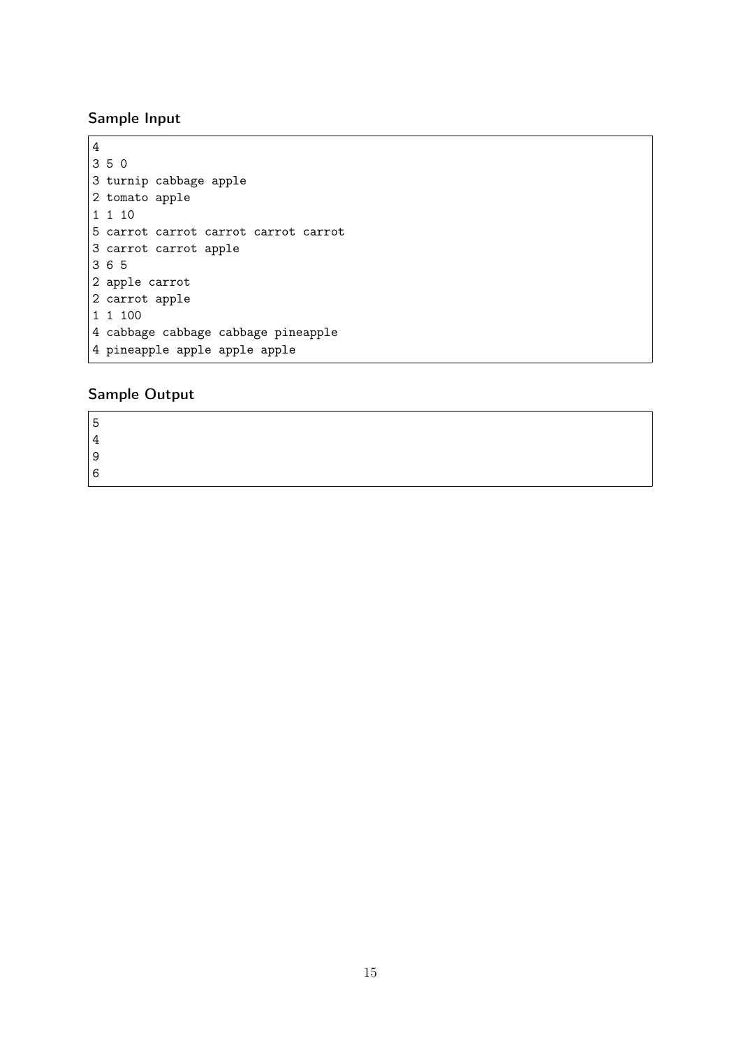### Sample Input

```
4
3 5 0
3 turnip cabbage apple
2 tomato apple
1 1 10
5 carrot carrot carrot carrot carrot
3 carrot carrot apple
3 6 5
2 apple carrot
2 carrot apple
1 1 100
4 cabbage cabbage cabbage pineapple
4 pineapple apple apple apple
```

### Sample Output

```
5
4
9
6
```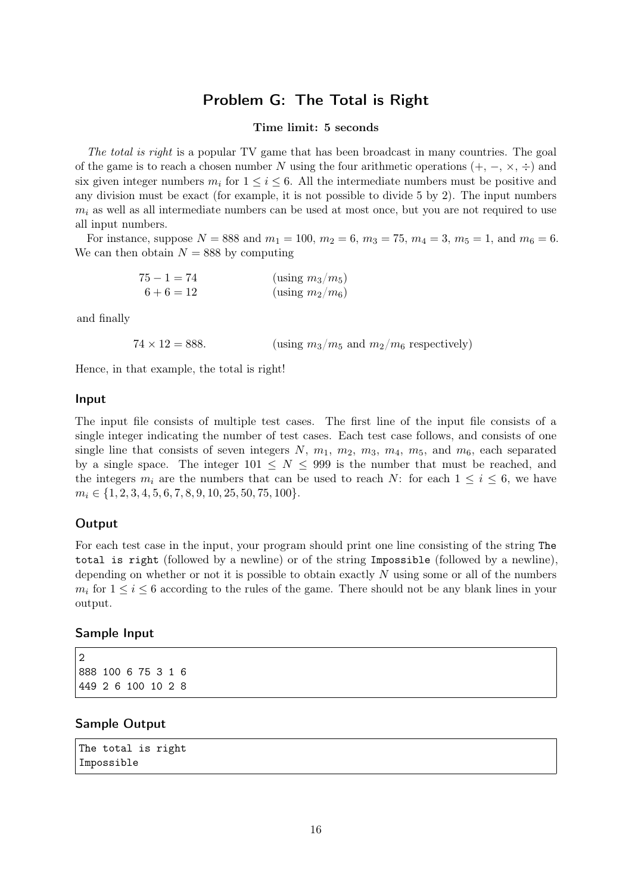# Problem G: The Total is Right

**Time limit: 5 seconds**

*The total is right* is a popular TV game that has been broadcast in many countries. The goal of the game is to reach a chosen number $N$ using the four arithmetic operations ($+, -, \times, \div$) and six given integer numbers $m_i$ for $1 \leq i \leq 6$. All the intermediate numbers must be positive and any division must be exact (for example, it is not possible to divide 5 by 2). The input numbers $m_i$ as well as all intermediate numbers can be used at most once, but you are not required to use all input numbers.

For instance, suppose $N = 888$ and $m_1 = 100$, $m_2 = 6$, $m_3 = 75$, $m_4 = 3$, $m_5 = 1$, and $m_6 = 6$. We can then obtain $N = 888$ by computing

$$75 - 1 = 74 \qquad \text{(using } m_3/m_5\text{)}$$
$$6 + 6 = 12 \qquad \text{(using } m_2/m_6\text{)}$$

and finally

$$74 \times 12 = 888. \qquad \text{(using } m_3/m_5 \text{ and } m_2/m_6 \text{ respectively)}$$

Hence, in that example, the total is right!

## Input

The input file consists of multiple test cases. The first line of the input file consists of a single integer indicating the number of test cases. Each test case follows, and consists of one single line that consists of seven integers $N$, $m_1$, $m_2$, $m_3$, $m_4$, $m_5$, and $m_6$, each separated by a single space. The integer $101 \leq N \leq 999$ is the number that must be reached, and the integers $m_i$ are the numbers that can be used to reach $N$: for each $1 \leq i \leq 6$, we have $m_i \in \{1, 2, 3, 4, 5, 6, 7, 8, 9, 10, 25, 50, 75, 100\}$.

## Output

For each test case in the input, your program should print one line consisting of the string `The total is right` (followed by a newline) or of the string `Impossible` (followed by a newline), depending on whether or not it is possible to obtain exactly $N$ using some or all of the numbers $m_i$ for $1 \leq i \leq 6$ according to the rules of the game. There should not be any blank lines in your output.

## Sample Input

```
2
888 100 6 75 3 1 6
449 2 6 100 10 2 8
```

## Sample Output

```
The total is right
Impossible
```